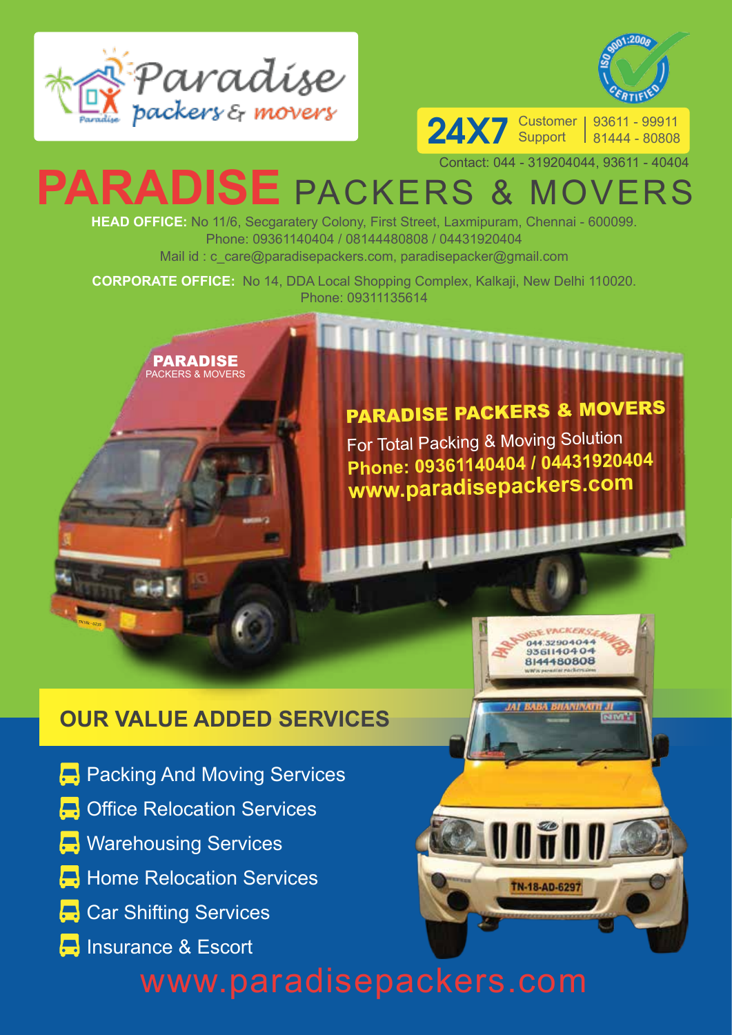Paradise packers & movers

ISO 9001:2008 CERTIFIED

**24X7** Customer Support 93611 - 99911 / 81444 - 80808

Contact: 044 - 319204044, 93611 - 40404

# PARADISE PACKERS & MOVERS

**HEAD OFFICE:** No 11/6, Secgaratery Colony, First Street, Laxmipuram, Chennai - 600099.
Phone: 09361140404 / 08144480808 / 04431920404
Mail id : c_care@paradisepackers.com, paradisepacker@gmail.com

**CORPORATE OFFICE:** No 14, DDA Local Shopping Complex, Kalkaji, New Delhi 110020.
Phone: 09311135614

PARADISE PACKERS & MOVERS

**PARADISE PACKERS & MOVERS**
For Total Packing & Moving Solution
**Phone: 09361140404 / 04431920404**
**www.paradisepackers.com**

## OUR VALUE ADDED SERVICES

- Packing And Moving Services
- Office Relocation Services
- Warehousing Services
- Home Relocation Services
- Car Shifting Services
- Insurance & Escort

www.paradisepackers.com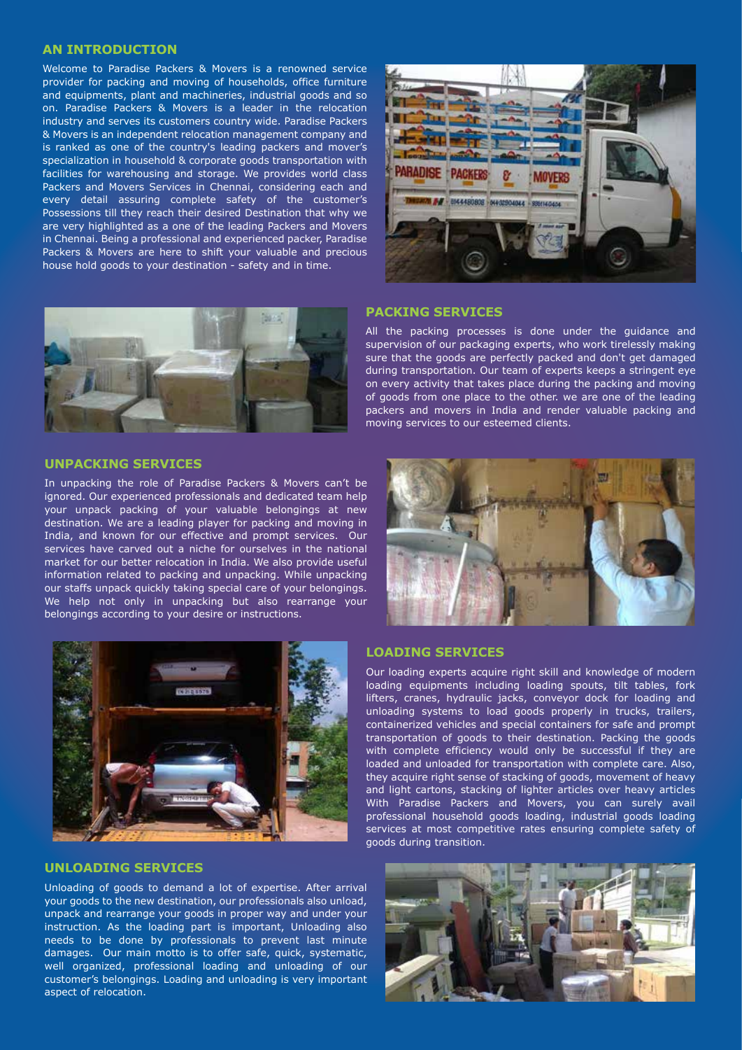## AN INTRODUCTION

Welcome to Paradise Packers & Movers is a renowned service provider for packing and moving of households, office furniture and equipments, plant and machineries, industrial goods and so on. Paradise Packers & Movers is a leader in the relocation industry and serves its customers country wide. Paradise Packers & Movers is an independent relocation management company and is ranked as one of the country's leading packers and mover's specialization in household & corporate goods transportation with facilities for warehousing and storage. We provides world class Packers and Movers Services in Chennai, considering each and every detail assuring complete safety of the customer's Possessions till they reach their desired Destination that why we are very highlighted as a one of the leading Packers and Movers in Chennai. Being a professional and experienced packer, Paradise Packers & Movers are here to shift your valuable and precious house hold goods to your destination - safety and in time.

## PACKING SERVICES

All the packing processes is done under the guidance and supervision of our packaging experts, who work tirelessly making sure that the goods are perfectly packed and don't get damaged during transportation. Our team of experts keeps a stringent eye on every activity that takes place during the packing and moving of goods from one place to the other. we are one of the leading packers and movers in India and render valuable packing and moving services to our esteemed clients.

## UNPACKING SERVICES

In unpacking the role of Paradise Packers & Movers can't be ignored. Our experienced professionals and dedicated team help your unpack packing of your valuable belongings at new destination. We are a leading player for packing and moving in India, and known for our effective and prompt services. Our services have carved out a niche for ourselves in the national market for our better relocation in India. We also provide useful information related to packing and unpacking. While unpacking our staffs unpack quickly taking special care of your belongings. We help not only in unpacking but also rearrange your belongings according to your desire or instructions.

## LOADING SERVICES

Our loading experts acquire right skill and knowledge of modern loading equipments including loading spouts, tilt tables, fork lifters, cranes, hydraulic jacks, conveyor dock for loading and unloading systems to load goods properly in trucks, trailers, containerized vehicles and special containers for safe and prompt transportation of goods to their destination. Packing the goods with complete efficiency would only be successful if they are loaded and unloaded for transportation with complete care. Also, they acquire right sense of stacking of goods, movement of heavy and light cartons, stacking of lighter articles over heavy articles With Paradise Packers and Movers, you can surely avail professional household goods loading, industrial goods loading services at most competitive rates ensuring complete safety of goods during transition.

## UNLOADING SERVICES

Unloading of goods to demand a lot of expertise. After arrival your goods to the new destination, our professionals also unload, unpack and rearrange your goods in proper way and under your instruction. As the loading part is important, Unloading also needs to be done by professionals to prevent last minute damages. Our main motto is to offer safe, quick, systematic, well organized, professional loading and unloading of our customer's belongings. Loading and unloading is very important aspect of relocation.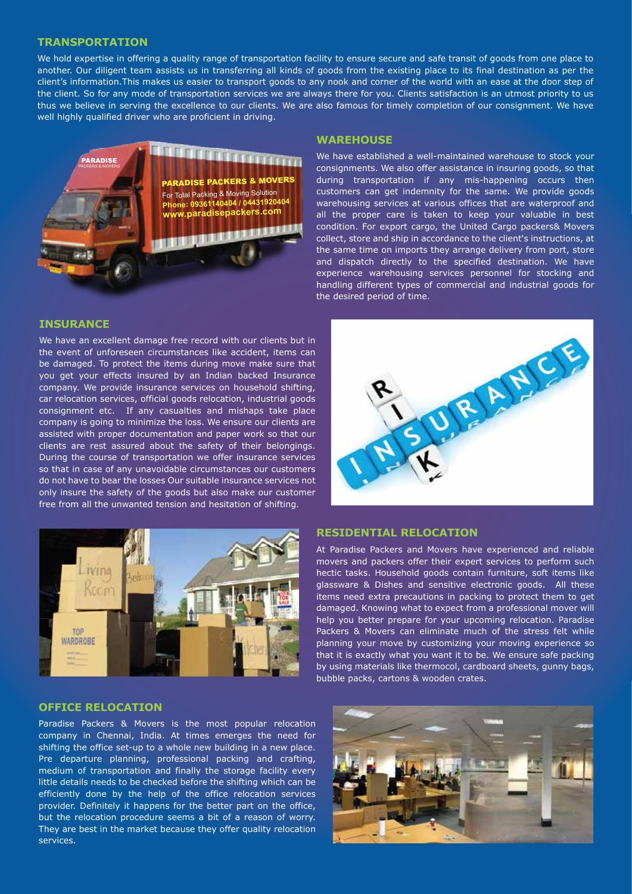## TRANSPORTATION

We hold expertise in offering a quality range of transportation facility to ensure secure and safe transit of goods from one place to another. Our diligent team assists us in transferring all kinds of goods from the existing place to its final destination as per the client's information.This makes us easier to transport goods to any nook and corner of the world with an ease at the door step of the client. So for any mode of transportation services we are always there for you. Clients satisfaction is an utmost priority to us thus we believe in serving the excellence to our clients. We are also famous for timely completion of our consignment. We have well highly qualified driver who are proficient in driving.

## WAREHOUSE

We have established a well-maintained warehouse to stock your consignments. We also offer assistance in insuring goods, so that during transportation if any mis-happening occurs then customers can get indemnity for the same. We provide goods warehousing services at various offices that are waterproof and all the proper care is taken to keep your valuable in best condition. For export cargo, the United Cargo packers& Movers collect, store and ship in accordance to the client's instructions, at the same time on imports they arrange delivery from port, store and dispatch directly to the specified destination. We have experience warehousing services personnel for stocking and handling different types of commercial and industrial goods for the desired period of time.

## INSURANCE

We have an excellent damage free record with our clients but in the event of unforeseen circumstances like accident, items can be damaged. To protect the items during move make sure that you get your effects insured by an Indian backed Insurance company. We provide insurance services on household shifting, car relocation services, official goods relocation, industrial goods consignment etc. If any casualties and mishaps take place company is going to minimize the loss. We ensure our clients are assisted with proper documentation and paper work so that our clients are rest assured about the safety of their belongings. During the course of transportation we offer insurance services so that in case of any unavoidable circumstances our customers do not have to bear the losses Our suitable insurance services not only insure the safety of the goods but also make our customer free from all the unwanted tension and hesitation of shifting.

## RESIDENTIAL RELOCATION

At Paradise Packers and Movers have experienced and reliable movers and packers offer their expert services to perform such hectic tasks. Household goods contain furniture, soft items like glassware & Dishes and sensitive electronic goods. All these items need extra precautions in packing to protect them to get damaged. Knowing what to expect from a professional mover will help you better prepare for your upcoming relocation. Paradise Packers & Movers can eliminate much of the stress felt while planning your move by customizing your moving experience so that it is exactly what you want it to be. We ensure safe packing by using materials like thermocol, cardboard sheets, gunny bags, bubble packs, cartons & wooden crates.

## OFFICE RELOCATION

Paradise Packers & Movers is the most popular relocation company in Chennai, India. At times emerges the need for shifting the office set-up to a whole new building in a new place. Pre departure planning, professional packing and crafting, medium of transportation and finally the storage facility every little details needs to be checked before the shifting which can be efficiently done by the help of the office relocation services provider. Definitely it happens for the better part on the office, but the relocation procedure seems a bit of a reason of worry. They are best in the market because they offer quality relocation services.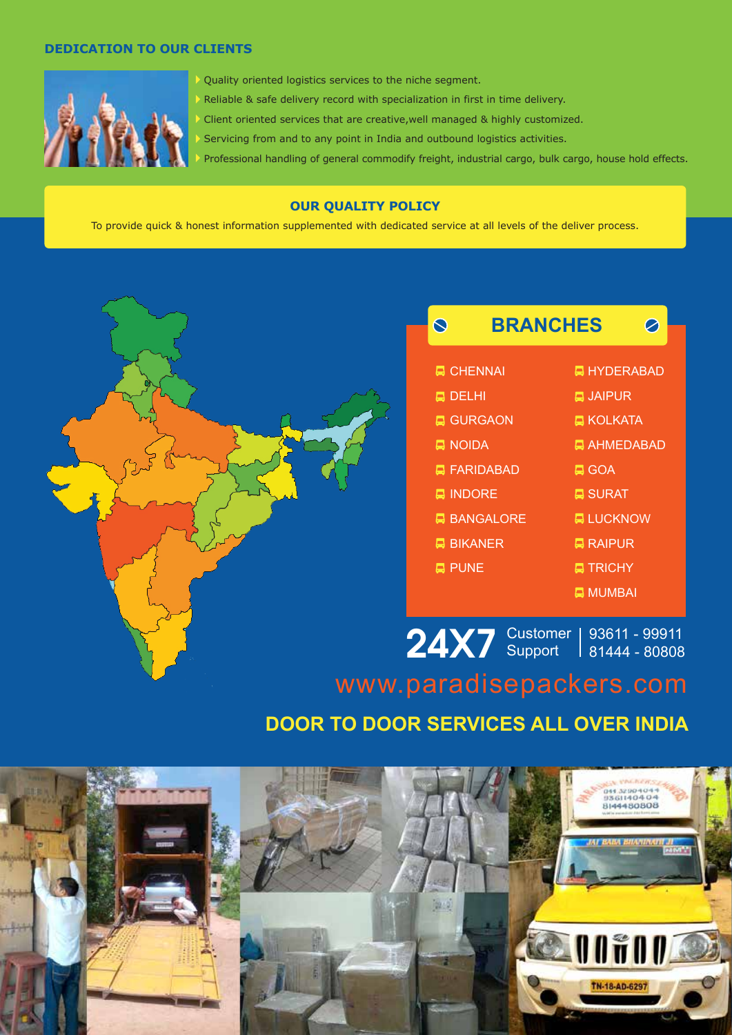## DEDICATION TO OUR CLIENTS

- Quality oriented logistics services to the niche segment.
- Reliable & safe delivery record with specialization in first in time delivery.
- Client oriented services that are creative,well managed & highly customized.
- Servicing from and to any point in India and outbound logistics activities.
- Professional handling of general commodify freight, industrial cargo, bulk cargo, house hold effects.

## OUR QUALITY POLICY

To provide quick & honest information supplemented with dedicated service at all levels of the deliver process.

## BRANCHES

- CHENNAI
- DELHI
- GURGAON
- NOIDA
- FARIDABAD
- INDORE
- BANGALORE
- BIKANER
- PUNE
- HYDERABAD
- JAIPUR
- KOLKATA
- AHMEDABAD
- GOA
- SURAT
- LUCKNOW
- RAIPUR
- TRICHY
- MUMBAI

**24X7** Customer Support | 93611 - 99911 | 81444 - 80808

www.paradisepackers.com

**DOOR TO DOOR SERVICES ALL OVER INDIA**